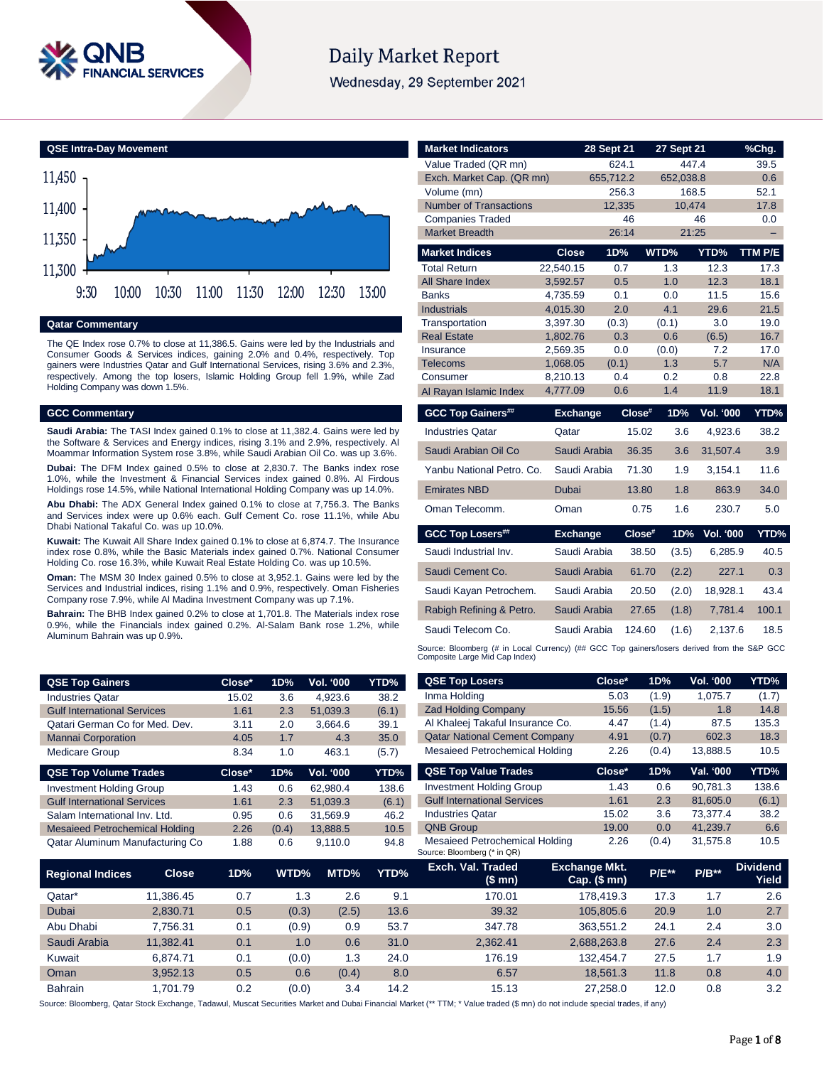# Daily Market Report

Wednesday, 29 September 2021

## QSE Intra-Day Movement

## Qatar Commentary

The QE Index rose 0.7% to close at 11,386.5. Gains were led by the Industrials and Consumer Goods & Services indices, gaining 2.0% and 0.4%, respectively. Top gainers were Industries Qatar and Gulf International Services, rising 3.6% and 2.3%, respectively. Among the top losers, Islamic Holding Group fell 1.9%, while Zad Holding Company was down 1.5%.

## GCC Commentary

**Saudi Arabia:** The TASI Index gained 0.1% to close at 11,382.4. Gains were led by the Software & Services and Energy indices, rising 3.1% and 2.9%, respectively. Al Moammar Information System rose 3.8%, while Saudi Arabian Oil Co. was up 3.6%.

**Dubai:** The DFM Index gained 0.5% to close at 2,830.7. The Banks index rose 1.0%, while the Investment & Financial Services index gained 0.8%. Al Firdous Holdings rose 14.5%, while National International Holding Company was up 14.0%.

**Abu Dhabi:** The ADX General Index gained 0.1% to close at 7,756.3. The Banks and Services index were up 0.6% each. Gulf Cement Co. rose 11.1%, while Abu Dhabi National Takaful Co. was up 10.0%.

**Kuwait:** The Kuwait All Share Index gained 0.1% to close at 6,874.7. The Insurance index rose 0.8%, while the Basic Materials index gained 0.7%. National Consumer Holding Co. rose 16.3%, while Kuwait Real Estate Holding Co. was up 10.5%.

**Oman:** The MSM 30 Index gained 0.5% to close at 3,952.1. Gains were led by the Services and Industrial indices, rising 1.1% and 0.9%, respectively. Oman Fisheries Company rose 7.9%, while Al Madina Investment Company was up 7.1%.

**Bahrain:** The BHB Index gained 0.2% to close at 1,701.8. The Materials index rose 0.9%, while the Financials index gained 0.2%. Al-Salam Bank rose 1.2%, while Aluminum Bahrain was up 0.9%.

| Market Indicators | 28 Sept 21 | 27 Sept 21 | %Chg. |
|---|---|---|---|
| Value Traded (QR mn) | 624.1 | 447.4 | 39.5 |
| Exch. Market Cap. (QR mn) | 655,712.2 | 652,038.8 | 0.6 |
| Volume (mn) | 256.3 | 168.5 | 52.1 |
| Number of Transactions | 12,335 | 10,474 | 17.8 |
| Companies Traded | 46 | 46 | 0.0 |
| Market Breadth | 26:14 | 21:25 | – |

| Market Indices | Close | 1D% | WTD% | YTD% | TTM P/E |
|---|---|---|---|---|---|
| Total Return | 22,540.15 | 0.7 | 1.3 | 12.3 | 17.3 |
| All Share Index | 3,592.57 | 0.5 | 1.0 | 12.3 | 18.1 |
| Banks | 4,735.59 | 0.1 | 0.0 | 11.5 | 15.6 |
| Industrials | 4,015.30 | 2.0 | 4.1 | 29.6 | 21.5 |
| Transportation | 3,397.30 | (0.3) | (0.1) | 3.0 | 19.0 |
| Real Estate | 1,802.76 | 0.3 | 0.6 | (6.5) | 16.7 |
| Insurance | 2,569.35 | 0.0 | (0.0) | 7.2 | 17.0 |
| Telecoms | 1,068.05 | (0.1) | 1.3 | 5.7 | N/A |
| Consumer | 8,210.13 | 0.4 | 0.2 | 0.8 | 22.8 |
| Al Rayan Islamic Index | 4,777.09 | 0.6 | 1.4 | 11.9 | 18.1 |

| GCC Top Gainers## | Exchange | Close# | 1D% | Vol. '000 | YTD% |
|---|---|---|---|---|---|
| Industries Qatar | Qatar | 15.02 | 3.6 | 4,923.6 | 38.2 |
| Saudi Arabian Oil Co | Saudi Arabia | 36.35 | 3.6 | 31,507.4 | 3.9 |
| Yanbu National Petro. Co. | Saudi Arabia | 71.30 | 1.9 | 3,154.1 | 11.6 |
| Emirates NBD | Dubai | 13.80 | 1.8 | 863.9 | 34.0 |
| Oman Telecomm. | Oman | 0.75 | 1.6 | 230.7 | 5.0 |

| GCC Top Losers## | Exchange | Close# | 1D% | Vol. '000 | YTD% |
|---|---|---|---|---|---|
| Saudi Industrial Inv. | Saudi Arabia | 38.50 | (3.5) | 6,285.9 | 40.5 |
| Saudi Cement Co. | Saudi Arabia | 61.70 | (2.2) | 227.1 | 0.3 |
| Saudi Kayan Petrochem. | Saudi Arabia | 20.50 | (2.0) | 18,928.1 | 43.4 |
| Rabigh Refining & Petro. | Saudi Arabia | 27.65 | (1.8) | 7,781.4 | 100.1 |
| Saudi Telecom Co. | Saudi Arabia | 124.60 | (1.6) | 2,137.6 | 18.5 |

Source: Bloomberg (# in Local Currency) (## GCC Top gainers/losers derived from the S&P GCC Composite Large Mid Cap Index)

| QSE Top Gainers | Close* | 1D% | Vol. '000 | YTD% |
|---|---|---|---|---|
| Industries Qatar | 15.02 | 3.6 | 4,923.6 | 38.2 |
| Gulf International Services | 1.61 | 2.3 | 51,039.3 | (6.1) |
| Qatari German Co for Med. Dev. | 3.11 | 2.0 | 3,664.6 | 39.1 |
| Mannai Corporation | 4.05 | 1.7 | 4.3 | 35.0 |
| Medicare Group | 8.34 | 1.0 | 463.1 | (5.7) |

| QSE Top Volume Trades | Close* | 1D% | Vol. '000 | YTD% |
|---|---|---|---|---|
| Investment Holding Group | 1.43 | 0.6 | 62,980.4 | 138.6 |
| Gulf International Services | 1.61 | 2.3 | 51,039.3 | (6.1) |
| Salam International Inv. Ltd. | 0.95 | 0.6 | 31,569.9 | 46.2 |
| Mesaieed Petrochemical Holding | 2.26 | (0.4) | 13,888.5 | 10.5 |
| Qatar Aluminum Manufacturing Co | 1.88 | 0.6 | 9,110.0 | 94.8 |

| QSE Top Losers | Close* | 1D% | Vol. '000 | YTD% |
|---|---|---|---|---|
| Inma Holding | 5.03 | (1.9) | 1,075.7 | (1.7) |
| Zad Holding Company | 15.56 | (1.5) | 1.8 | 14.8 |
| Al Khaleej Takaful Insurance Co. | 4.47 | (1.4) | 87.5 | 135.3 |
| Qatar National Cement Company | 4.91 | (0.7) | 602.3 | 18.3 |
| Mesaieed Petrochemical Holding | 2.26 | (0.4) | 13,888.5 | 10.5 |

| QSE Top Value Trades | Close* | 1D% | Val. '000 | YTD% |
|---|---|---|---|---|
| Investment Holding Group | 1.43 | 0.6 | 90,781.3 | 138.6 |
| Gulf International Services | 1.61 | 2.3 | 81,605.0 | (6.1) |
| Industries Qatar | 15.02 | 3.6 | 73,377.4 | 38.2 |
| QNB Group | 19.00 | 0.0 | 41,239.7 | 6.6 |
| Mesaieed Petrochemical Holding | 2.26 | (0.4) | 31,575.8 | 10.5 |

Source: Bloomberg (* in QR)

| Regional Indices | Close | 1D% | WTD% | MTD% | YTD% | Exch. Val. Traded ($ mn) | Exchange Mkt. Cap. ($ mn) | P/E** | P/B** | Dividend Yield |
|---|---|---|---|---|---|---|---|---|---|---|
| Qatar* | 11,386.45 | 0.7 | 1.3 | 2.6 | 9.1 | 170.01 | 178,419.3 | 17.3 | 1.7 | 2.6 |
| Dubai | 2,830.71 | 0.5 | (0.3) | (2.5) | 13.6 | 39.32 | 105,805.6 | 20.9 | 1.0 | 2.7 |
| Abu Dhabi | 7,756.31 | 0.1 | (0.9) | 0.9 | 53.7 | 347.78 | 363,551.2 | 24.1 | 2.4 | 3.0 |
| Saudi Arabia | 11,382.41 | 0.1 | 1.0 | 0.6 | 31.0 | 2,362.41 | 2,688,263.8 | 27.6 | 2.4 | 2.3 |
| Kuwait | 6,874.71 | 0.1 | (0.0) | 1.3 | 24.0 | 176.19 | 132,454.7 | 27.5 | 1.7 | 1.9 |
| Oman | 3,952.13 | 0.5 | 0.6 | (0.4) | 8.0 | 6.57 | 18,561.3 | 11.8 | 0.8 | 4.0 |
| Bahrain | 1,701.79 | 0.2 | (0.0) | 3.4 | 14.2 | 15.13 | 27,258.0 | 12.0 | 0.8 | 3.2 |

Source: Bloomberg, Qatar Stock Exchange, Tadawul, Muscat Securities Market and Dubai Financial Market (** TTM; * Value traded ($ mn) do not include special trades, if any)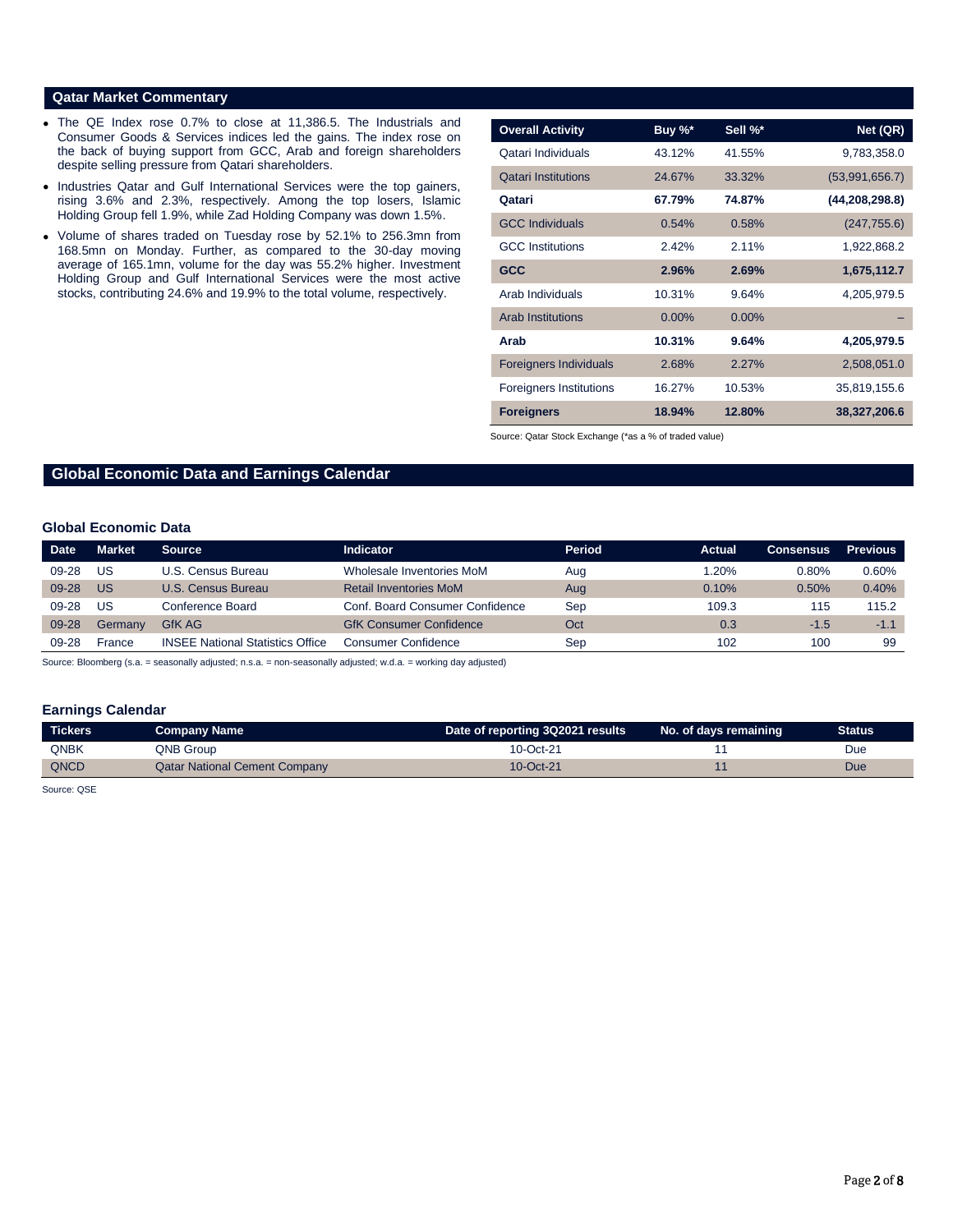## Qatar Market Commentary

- The QE Index rose 0.7% to close at 11,386.5. The Industrials and Consumer Goods & Services indices led the gains. The index rose on the back of buying support from GCC, Arab and foreign shareholders despite selling pressure from Qatari shareholders.
- Industries Qatar and Gulf International Services were the top gainers, rising 3.6% and 2.3%, respectively. Among the top losers, Islamic Holding Group fell 1.9%, while Zad Holding Company was down 1.5%.
- Volume of shares traded on Tuesday rose by 52.1% to 256.3mn from 168.5mn on Monday. Further, as compared to the 30-day moving average of 165.1mn, volume for the day was 55.2% higher. Investment Holding Group and Gulf International Services were the most active stocks, contributing 24.6% and 19.9% to the total volume, respectively.

| Overall Activity | Buy %* | Sell %* | Net (QR) |
|---|---|---|---|
| Qatari Individuals | 43.12% | 41.55% | 9,783,358.0 |
| Qatari Institutions | 24.67% | 33.32% | (53,991,656.7) |
| **Qatari** | **67.79%** | **74.87%** | **(44,208,298.8)** |
| GCC Individuals | 0.54% | 0.58% | (247,755.6) |
| GCC Institutions | 2.42% | 2.11% | 1,922,868.2 |
| **GCC** | **2.96%** | **2.69%** | **1,675,112.7** |
| Arab Individuals | 10.31% | 9.64% | 4,205,979.5 |
| Arab Institutions | 0.00% | 0.00% | – |
| **Arab** | **10.31%** | **9.64%** | **4,205,979.5** |
| Foreigners Individuals | 2.68% | 2.27% | 2,508,051.0 |
| Foreigners Institutions | 16.27% | 10.53% | 35,819,155.6 |
| **Foreigners** | **18.94%** | **12.80%** | **38,327,206.6** |

Source: Qatar Stock Exchange (*as a % of traded value)

## Global Economic Data and Earnings Calendar

### Global Economic Data

| Date | Market | Source | Indicator | Period | Actual | Consensus | Previous |
|---|---|---|---|---|---|---|---|
| 09-28 | US | U.S. Census Bureau | Wholesale Inventories MoM | Aug | 1.20% | 0.80% | 0.60% |
| 09-28 | US | U.S. Census Bureau | Retail Inventories MoM | Aug | 0.10% | 0.50% | 0.40% |
| 09-28 | US | Conference Board | Conf. Board Consumer Confidence | Sep | 109.3 | 115 | 115.2 |
| 09-28 | Germany | GfK AG | GfK Consumer Confidence | Oct | 0.3 | -1.5 | -1.1 |
| 09-28 | France | INSEE National Statistics Office | Consumer Confidence | Sep | 102 | 100 | 99 |

Source: Bloomberg (s.a. = seasonally adjusted; n.s.a. = non-seasonally adjusted; w.d.a. = working day adjusted)

### Earnings Calendar

| Tickers | Company Name | Date of reporting 3Q2021 results | No. of days remaining | Status |
|---|---|---|---|---|
| QNBK | QNB Group | 10-Oct-21 | 11 | Due |
| QNCD | Qatar National Cement Company | 10-Oct-21 | 11 | Due |

Source: QSE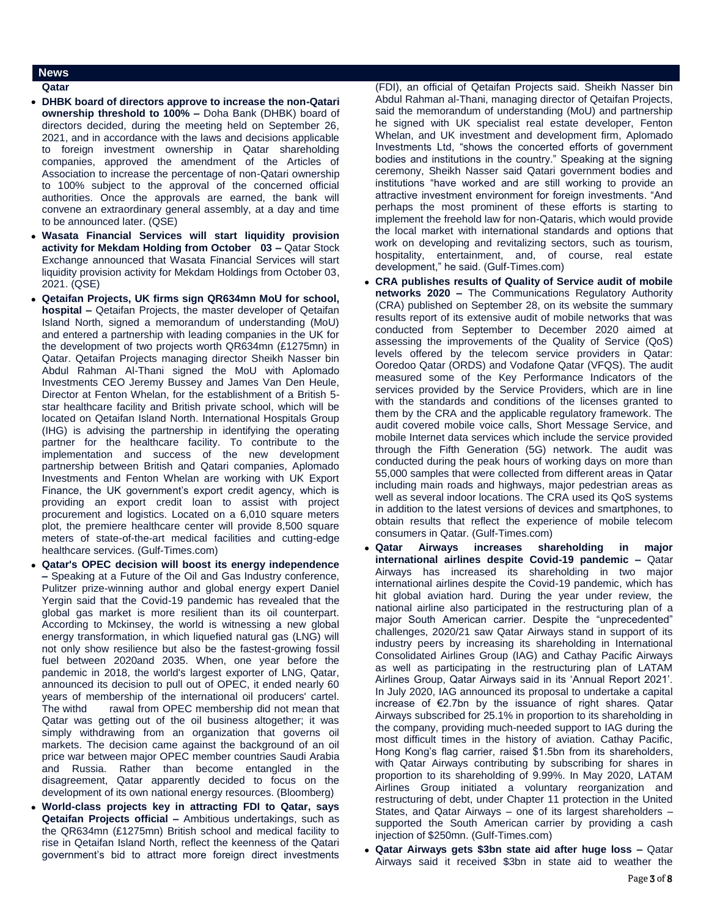## News

### Qatar

- **DHBK board of directors approve to increase the non-Qatari ownership threshold to 100% –** Doha Bank (DHBK) board of directors decided, during the meeting held on September 26, 2021, and in accordance with the laws and decisions applicable to foreign investment ownership in Qatar shareholding companies, approved the amendment of the Articles of Association to increase the percentage of non-Qatari ownership to 100% subject to the approval of the concerned official authorities. Once the approvals are earned, the bank will convene an extraordinary general assembly, at a day and time to be announced later. (QSE)
- **Wasata Financial Services will start liquidity provision activity for Mekdam Holding from October 03 –** Qatar Stock Exchange announced that Wasata Financial Services will start liquidity provision activity for Mekdam Holdings from October 03, 2021. (QSE)
- **Qetaifan Projects, UK firms sign QR634mn MoU for school, hospital –** Qetaifan Projects, the master developer of Qetaifan Island North, signed a memorandum of understanding (MoU) and entered a partnership with leading companies in the UK for the development of two projects worth QR634mn (£1275mn) in Qatar. Qetaifan Projects managing director Sheikh Nasser bin Abdul Rahman Al-Thani signed the MoU with Aplomado Investments CEO Jeremy Bussey and James Van Den Heule, Director at Fenton Whelan, for the establishment of a British 5-star healthcare facility and British private school, which will be located on Qetaifan Island North. International Hospitals Group (IHG) is advising the partnership in identifying the operating partner for the healthcare facility. To contribute to the implementation and success of the new development partnership between British and Qatari companies, Aplomado Investments and Fenton Whelan are working with UK Export Finance, the UK government's export credit agency, which is providing an export credit loan to assist with project procurement and logistics. Located on a 6,010 square meters plot, the premiere healthcare center will provide 8,500 square meters of state-of-the-art medical facilities and cutting-edge healthcare services. (Gulf-Times.com)
- **Qatar's OPEC decision will boost its energy independence –** Speaking at a Future of the Oil and Gas Industry conference, Pulitzer prize-winning author and global energy expert Daniel Yergin said that the Covid-19 pandemic has revealed that the global gas market is more resilient than its oil counterpart. According to Mckinsey, the world is witnessing a new global energy transformation, in which liquefied natural gas (LNG) will not only show resilience but also be the fastest-growing fossil fuel between 2020and 2035. When, one year before the pandemic in 2018, the world's largest exporter of LNG, Qatar, announced its decision to pull out of OPEC, it ended nearly 60 years of membership of the international oil producers' cartel. The withd rawal from OPEC membership did not mean that Qatar was getting out of the oil business altogether; it was simply withdrawing from an organization that governs oil markets. The decision came against the background of an oil price war between major OPEC member countries Saudi Arabia and Russia. Rather than become entangled in the disagreement, Qatar apparently decided to focus on the development of its own national energy resources. (Bloomberg)
- **World-class projects key in attracting FDI to Qatar, says Qetaifan Projects official –** Ambitious undertakings, such as the QR634mn (£1275mn) British school and medical facility to rise in Qetaifan Island North, reflect the keenness of the Qatari government's bid to attract more foreign direct investments (FDI), an official of Qetaifan Projects said. Sheikh Nasser bin Abdul Rahman al-Thani, managing director of Qetaifan Projects, said the memorandum of understanding (MoU) and partnership he signed with UK specialist real estate developer, Fenton Whelan, and UK investment and development firm, Aplomado Investments Ltd, "shows the concerted efforts of government bodies and institutions in the country." Speaking at the signing ceremony, Sheikh Nasser said Qatari government bodies and institutions "have worked and are still working to provide an attractive investment environment for foreign investments. "And perhaps the most prominent of these efforts is starting to implement the freehold law for non-Qataris, which would provide the local market with international standards and options that work on developing and revitalizing sectors, such as tourism, hospitality, entertainment, and, of course, real estate development," he said. (Gulf-Times.com)
- **CRA publishes results of Quality of Service audit of mobile networks 2020 –** The Communications Regulatory Authority (CRA) published on September 28, on its website the summary results report of its extensive audit of mobile networks that was conducted from September to December 2020 aimed at assessing the improvements of the Quality of Service (QoS) levels offered by the telecom service providers in Qatar: Ooredoo Qatar (ORDS) and Vodafone Qatar (VFQS). The audit measured some of the Key Performance Indicators of the services provided by the Service Providers, which are in line with the standards and conditions of the licenses granted to them by the CRA and the applicable regulatory framework. The audit covered mobile voice calls, Short Message Service, and mobile Internet data services which include the service provided through the Fifth Generation (5G) network. The audit was conducted during the peak hours of working days on more than 55,000 samples that were collected from different areas in Qatar including main roads and highways, major pedestrian areas as well as several indoor locations. The CRA used its QoS systems in addition to the latest versions of devices and smartphones, to obtain results that reflect the experience of mobile telecom consumers in Qatar. (Gulf-Times.com)
- **Qatar Airways increases shareholding in major international airlines despite Covid-19 pandemic –** Qatar Airways has increased its shareholding in two major international airlines despite the Covid-19 pandemic, which has hit global aviation hard. During the year under review, the national airline also participated in the restructuring plan of a major South American carrier. Despite the "unprecedented" challenges, 2020/21 saw Qatar Airways stand in support of its industry peers by increasing its shareholding in International Consolidated Airlines Group (IAG) and Cathay Pacific Airways as well as participating in the restructuring plan of LATAM Airlines Group, Qatar Airways said in its 'Annual Report 2021'. In July 2020, IAG announced its proposal to undertake a capital increase of €2.7bn by the issuance of right shares. Qatar Airways subscribed for 25.1% in proportion to its shareholding in the company, providing much-needed support to IAG during the most difficult times in the history of aviation. Cathay Pacific, Hong Kong's flag carrier, raised $1.5bn from its shareholders, with Qatar Airways contributing by subscribing for shares in proportion to its shareholding of 9.99%. In May 2020, LATAM Airlines Group initiated a voluntary reorganization and restructuring of debt, under Chapter 11 protection in the United States, and Qatar Airways – one of its largest shareholders – supported the South American carrier by providing a cash injection of $250mn. (Gulf-Times.com)
- **Qatar Airways gets $3bn state aid after huge loss –** Qatar Airways said it received $3bn in state aid to weather the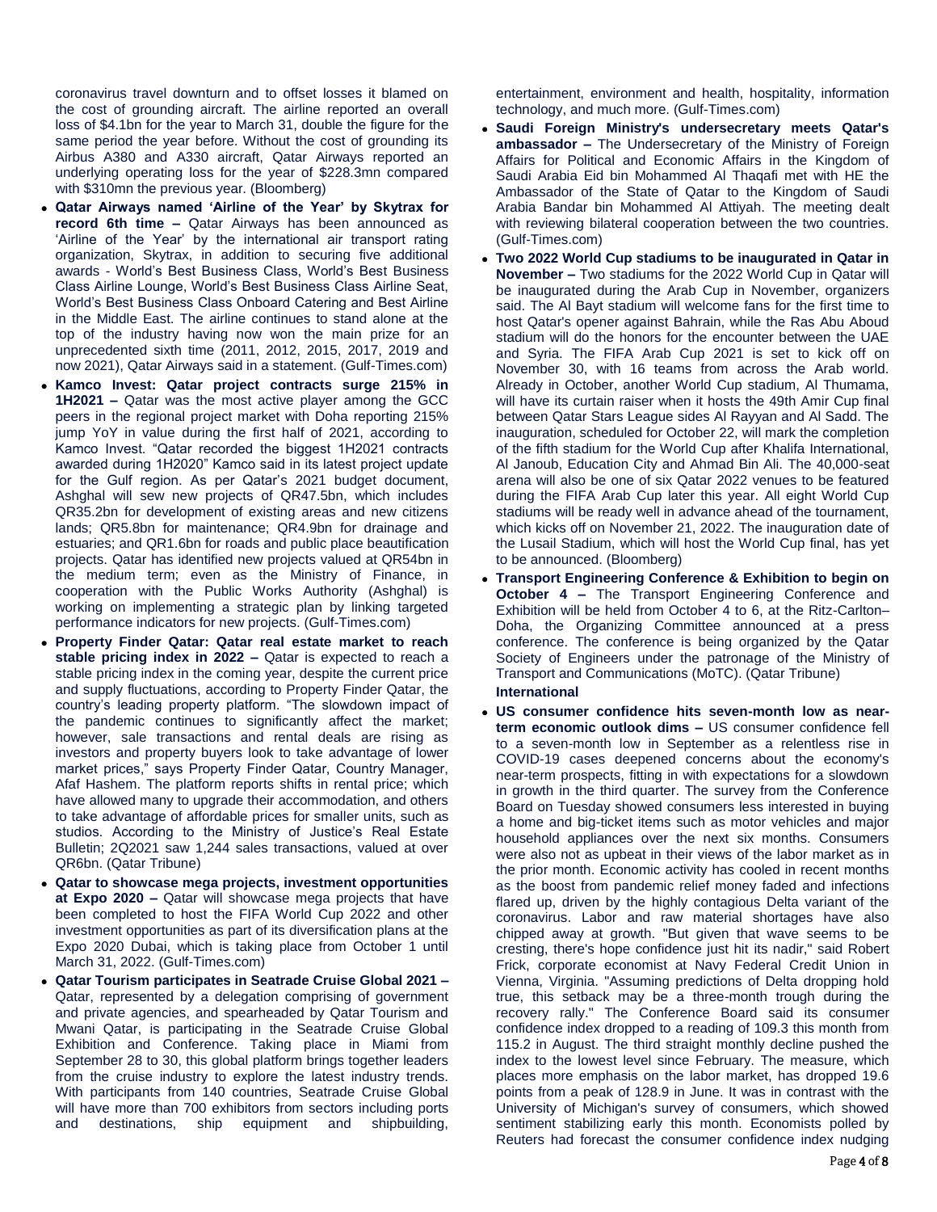coronavirus travel downturn and to offset losses it blamed on the cost of grounding aircraft. The airline reported an overall loss of $4.1bn for the year to March 31, double the figure for the same period the year before. Without the cost of grounding its Airbus A380 and A330 aircraft, Qatar Airways reported an underlying operating loss for the year of $228.3mn compared with $310mn the previous year. (Bloomberg)

- **Qatar Airways named 'Airline of the Year' by Skytrax for record 6th time –** Qatar Airways has been announced as 'Airline of the Year' by the international air transport rating organization, Skytrax, in addition to securing five additional awards - World's Best Business Class, World's Best Business Class Airline Lounge, World's Best Business Class Airline Seat, World's Best Business Class Onboard Catering and Best Airline in the Middle East. The airline continues to stand alone at the top of the industry having now won the main prize for an unprecedented sixth time (2011, 2012, 2015, 2017, 2019 and now 2021), Qatar Airways said in a statement. (Gulf-Times.com)
- **Kamco Invest: Qatar project contracts surge 215% in 1H2021 –** Qatar was the most active player among the GCC peers in the regional project market with Doha reporting 215% jump YoY in value during the first half of 2021, according to Kamco Invest. "Qatar recorded the biggest 1H2021 contracts awarded during 1H2020" Kamco said in its latest project update for the Gulf region. As per Qatar's 2021 budget document, Ashghal will sew new projects of QR47.5bn, which includes QR35.2bn for development of existing areas and new citizens lands; QR5.8bn for maintenance; QR4.9bn for drainage and estuaries; and QR1.6bn for roads and public place beautification projects. Qatar has identified new projects valued at QR54bn in the medium term; even as the Ministry of Finance, in cooperation with the Public Works Authority (Ashghal) is working on implementing a strategic plan by linking targeted performance indicators for new projects. (Gulf-Times.com)
- **Property Finder Qatar: Qatar real estate market to reach stable pricing index in 2022 –** Qatar is expected to reach a stable pricing index in the coming year, despite the current price and supply fluctuations, according to Property Finder Qatar, the country's leading property platform. "The slowdown impact of the pandemic continues to significantly affect the market; however, sale transactions and rental deals are rising as investors and property buyers look to take advantage of lower market prices," says Property Finder Qatar, Country Manager, Afaf Hashem. The platform reports shifts in rental price; which have allowed many to upgrade their accommodation, and others to take advantage of affordable prices for smaller units, such as studios. According to the Ministry of Justice's Real Estate Bulletin; 2Q2021 saw 1,244 sales transactions, valued at over QR6bn. (Qatar Tribune)
- **Qatar to showcase mega projects, investment opportunities at Expo 2020 –** Qatar will showcase mega projects that have been completed to host the FIFA World Cup 2022 and other investment opportunities as part of its diversification plans at the Expo 2020 Dubai, which is taking place from October 1 until March 31, 2022. (Gulf-Times.com)
- **Qatar Tourism participates in Seatrade Cruise Global 2021 –** Qatar, represented by a delegation comprising of government and private agencies, and spearheaded by Qatar Tourism and Mwani Qatar, is participating in the Seatrade Cruise Global Exhibition and Conference. Taking place in Miami from September 28 to 30, this global platform brings together leaders from the cruise industry to explore the latest industry trends. With participants from 140 countries, Seatrade Cruise Global will have more than 700 exhibitors from sectors including ports and destinations, ship equipment and shipbuilding, entertainment, environment and health, hospitality, information technology, and much more. (Gulf-Times.com)
- **Saudi Foreign Ministry's undersecretary meets Qatar's ambassador –** The Undersecretary of the Ministry of Foreign Affairs for Political and Economic Affairs in the Kingdom of Saudi Arabia Eid bin Mohammed Al Thaqafi met with HE the Ambassador of the State of Qatar to the Kingdom of Saudi Arabia Bandar bin Mohammed Al Attiyah. The meeting dealt with reviewing bilateral cooperation between the two countries. (Gulf-Times.com)
- **Two 2022 World Cup stadiums to be inaugurated in Qatar in November –** Two stadiums for the 2022 World Cup in Qatar will be inaugurated during the Arab Cup in November, organizers said. The Al Bayt stadium will welcome fans for the first time to host Qatar's opener against Bahrain, while the Ras Abu Aboud stadium will do the honors for the encounter between the UAE and Syria. The FIFA Arab Cup 2021 is set to kick off on November 30, with 16 teams from across the Arab world. Already in October, another World Cup stadium, Al Thumama, will have its curtain raiser when it hosts the 49th Amir Cup final between Qatar Stars League sides Al Rayyan and Al Sadd. The inauguration, scheduled for October 22, will mark the completion of the fifth stadium for the World Cup after Khalifa International, Al Janoub, Education City and Ahmad Bin Ali. The 40,000-seat arena will also be one of six Qatar 2022 venues to be featured during the FIFA Arab Cup later this year. All eight World Cup stadiums will be ready well in advance ahead of the tournament, which kicks off on November 21, 2022. The inauguration date of the Lusail Stadium, which will host the World Cup final, has yet to be announced. (Bloomberg)
- **Transport Engineering Conference & Exhibition to begin on October 4 –** The Transport Engineering Conference and Exhibition will be held from October 4 to 6, at the Ritz-Carlton–Doha, the Organizing Committee announced at a press conference. The conference is being organized by the Qatar Society of Engineers under the patronage of the Ministry of Transport and Communications (MoTC). (Qatar Tribune)

**International**

- **US consumer confidence hits seven-month low as near-term economic outlook dims –** US consumer confidence fell to a seven-month low in September as a relentless rise in COVID-19 cases deepened concerns about the economy's near-term prospects, fitting in with expectations for a slowdown in growth in the third quarter. The survey from the Conference Board on Tuesday showed consumers less interested in buying a home and big-ticket items such as motor vehicles and major household appliances over the next six months. Consumers were also not as upbeat in their views of the labor market as in the prior month. Economic activity has cooled in recent months as the boost from pandemic relief money faded and infections flared up, driven by the highly contagious Delta variant of the coronavirus. Labor and raw material shortages have also chipped away at growth. "But given that wave seems to be cresting, there's hope confidence just hit its nadir," said Robert Frick, corporate economist at Navy Federal Credit Union in Vienna, Virginia. "Assuming predictions of Delta dropping hold true, this setback may be a three-month trough during the recovery rally." The Conference Board said its consumer confidence index dropped to a reading of 109.3 this month from 115.2 in August. The third straight monthly decline pushed the index to the lowest level since February. The measure, which places more emphasis on the labor market, has dropped 19.6 points from a peak of 128.9 in June. It was in contrast with the University of Michigan's survey of consumers, which showed sentiment stabilizing early this month. Economists polled by Reuters had forecast the consumer confidence index nudging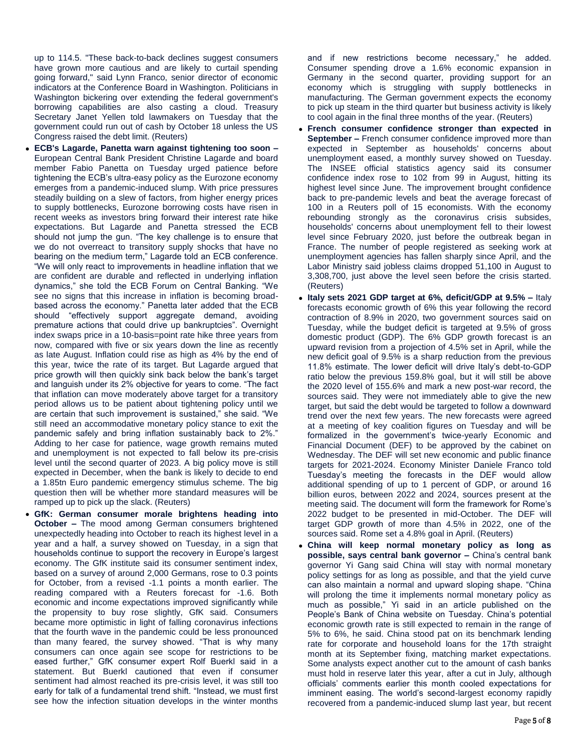up to 114.5. "These back-to-back declines suggest consumers have grown more cautious and are likely to curtail spending going forward," said Lynn Franco, senior director of economic indicators at the Conference Board in Washington. Politicians in Washington bickering over extending the federal government's borrowing capabilities are also casting a cloud. Treasury Secretary Janet Yellen told lawmakers on Tuesday that the government could run out of cash by October 18 unless the US Congress raised the debt limit. (Reuters)

- **ECB's Lagarde, Panetta warn against tightening too soon –** European Central Bank President Christine Lagarde and board member Fabio Panetta on Tuesday urged patience before tightening the ECB's ultra-easy policy as the Eurozone economy emerges from a pandemic-induced slump. With price pressures steadily building on a slew of factors, from higher energy prices to supply bottlenecks, Eurozone borrowing costs have risen in recent weeks as investors bring forward their interest rate hike expectations. But Lagarde and Panetta stressed the ECB should not jump the gun. "The key challenge is to ensure that we do not overreact to transitory supply shocks that have no bearing on the medium term," Lagarde told an ECB conference. "We will only react to improvements in headline inflation that we are confident are durable and reflected in underlying inflation dynamics," she told the ECB Forum on Central Banking. "We see no signs that this increase in inflation is becoming broad-based across the economy." Panetta later added that the ECB should "effectively support aggregate demand, avoiding premature actions that could drive up bankruptcies". Overnight index swaps price in a 10-basis=point rate hike three years from now, compared with five or six years down the line as recently as late August. Inflation could rise as high as 4% by the end of this year, twice the rate of its target. But Lagarde argued that price growth will then quickly sink back below the bank's target and languish under its 2% objective for years to come. "The fact that inflation can move moderately above target for a transitory period allows us to be patient about tightening policy until we are certain that such improvement is sustained," she said. "We still need an accommodative monetary policy stance to exit the pandemic safely and bring inflation sustainably back to 2%." Adding to her case for patience, wage growth remains muted and unemployment is not expected to fall below its pre-crisis level until the second quarter of 2023. A big policy move is still expected in December, when the bank is likely to decide to end a 1.85tn Euro pandemic emergency stimulus scheme. The big question then will be whether more standard measures will be ramped up to pick up the slack. (Reuters)
- **GfK: German consumer morale brightens heading into October –** The mood among German consumers brightened unexpectedly heading into October to reach its highest level in a year and a half, a survey showed on Tuesday, in a sign that households continue to support the recovery in Europe's largest economy. The GfK institute said its consumer sentiment index, based on a survey of around 2,000 Germans, rose to 0.3 points for October, from a revised -1.1 points a month earlier. The reading compared with a Reuters forecast for -1.6. Both economic and income expectations improved significantly while the propensity to buy rose slightly, GfK said. Consumers became more optimistic in light of falling coronavirus infections that the fourth wave in the pandemic could be less pronounced than many feared, the survey showed. "That is why many consumers can once again see scope for restrictions to be eased further," GfK consumer expert Rolf Buerkl said in a statement. But Buerkl cautioned that even if consumer sentiment had almost reached its pre-crisis level, it was still too early for talk of a fundamental trend shift. "Instead, we must first see how the infection situation develops in the winter months and if new restrictions become necessary," he added. Consumer spending drove a 1.6% economic expansion in Germany in the second quarter, providing support for an economy which is struggling with supply bottlenecks in manufacturing. The German government expects the economy to pick up steam in the third quarter but business activity is likely to cool again in the final three months of the year. (Reuters)
- **French consumer confidence stronger than expected in September –** French consumer confidence improved more than expected in September as households' concerns about unemployment eased, a monthly survey showed on Tuesday. The INSEE official statistics agency said its consumer confidence index rose to 102 from 99 in August, hitting its highest level since June. The improvement brought confidence back to pre-pandemic levels and beat the average forecast of 100 in a Reuters poll of 15 economists. With the economy rebounding strongly as the coronavirus crisis subsides, households' concerns about unemployment fell to their lowest level since February 2020, just before the outbreak began in France. The number of people registered as seeking work at unemployment agencies has fallen sharply since April, and the Labor Ministry said jobless claims dropped 51,100 in August to 3,308,700, just above the level seen before the crisis started. (Reuters)
- **Italy sets 2021 GDP target at 6%, deficit/GDP at 9.5% –** Italy forecasts economic growth of 6% this year following the record contraction of 8.9% in 2020, two government sources said on Tuesday, while the budget deficit is targeted at 9.5% of gross domestic product (GDP). The 6% GDP growth forecast is an upward revision from a projection of 4.5% set in April, while the new deficit goal of 9.5% is a sharp reduction from the previous 11.8% estimate. The lower deficit will drive Italy's debt-to-GDP ratio below the previous 159.8% goal, but it will still be above the 2020 level of 155.6% and mark a new post-war record, the sources said. They were not immediately able to give the new target, but said the debt would be targeted to follow a downward trend over the next few years. The new forecasts were agreed at a meeting of key coalition figures on Tuesday and will be formalized in the government's twice-yearly Economic and Financial Document (DEF) to be approved by the cabinet on Wednesday. The DEF will set new economic and public finance targets for 2021-2024. Economy Minister Daniele Franco told Tuesday's meeting the forecasts in the DEF would allow additional spending of up to 1 percent of GDP, or around 16 billion euros, between 2022 and 2024, sources present at the meeting said. The document will form the framework for Rome's 2022 budget to be presented in mid-October. The DEF will target GDP growth of more than 4.5% in 2022, one of the sources said. Rome set a 4.8% goal in April. (Reuters)
- **China will keep normal monetary policy as long as possible, says central bank governor –** China's central bank governor Yi Gang said China will stay with normal monetary policy settings for as long as possible, and that the yield curve can also maintain a normal and upward sloping shape. "China will prolong the time it implements normal monetary policy as much as possible," Yi said in an article published on the People's Bank of China website on Tuesday. China's potential economic growth rate is still expected to remain in the range of 5% to 6%, he said. China stood pat on its benchmark lending rate for corporate and household loans for the 17th straight month at its September fixing, matching market expectations. Some analysts expect another cut to the amount of cash banks must hold in reserve later this year, after a cut in July, although officials' comments earlier this month cooled expectations for imminent easing. The world's second-largest economy rapidly recovered from a pandemic-induced slump last year, but recent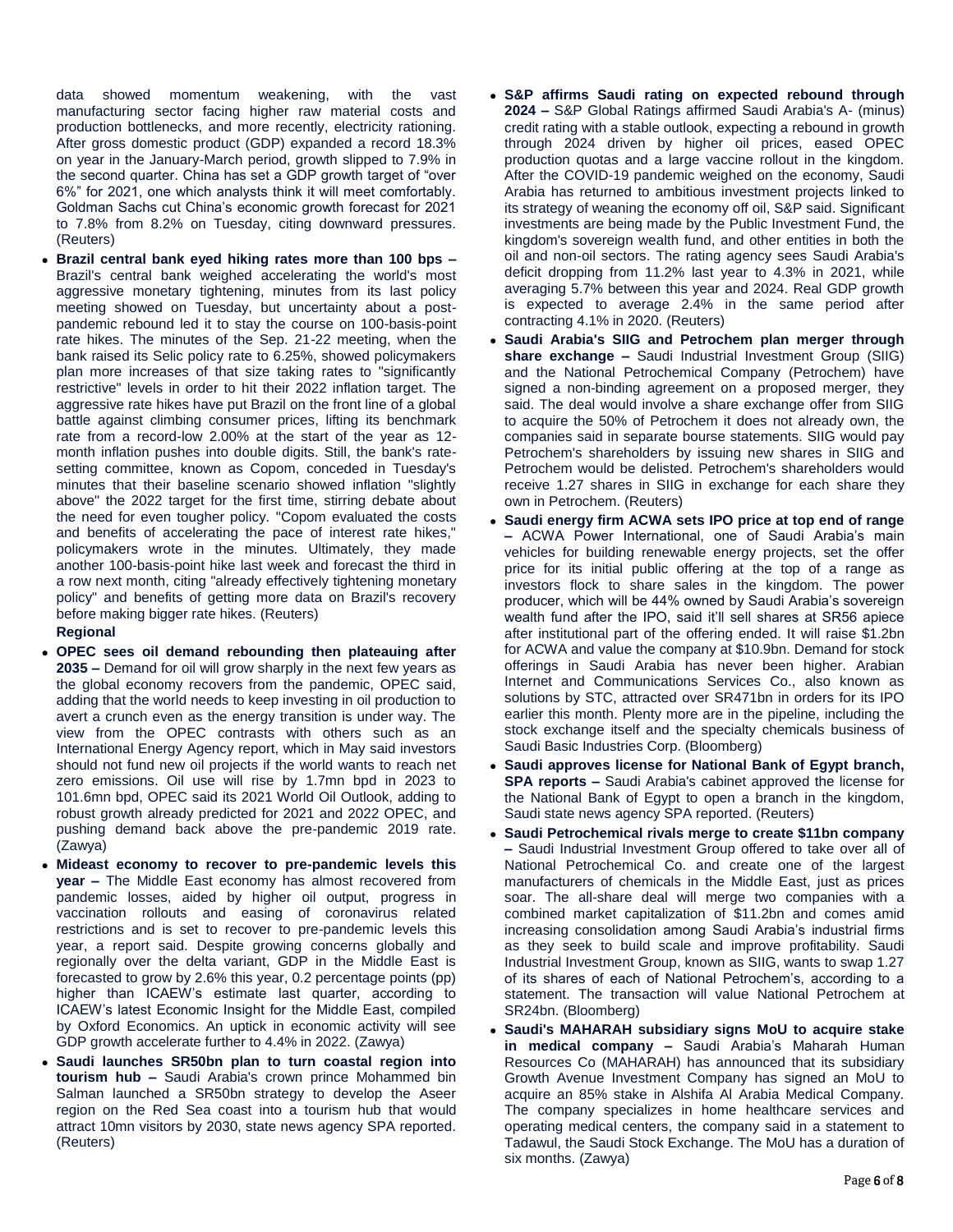data showed momentum weakening, with the vast manufacturing sector facing higher raw material costs and production bottlenecks, and more recently, electricity rationing. After gross domestic product (GDP) expanded a record 18.3% on year in the January-March period, growth slipped to 7.9% in the second quarter. China has set a GDP growth target of "over 6%" for 2021, one which analysts think it will meet comfortably. Goldman Sachs cut China's economic growth forecast for 2021 to 7.8% from 8.2% on Tuesday, citing downward pressures. (Reuters)

- **Brazil central bank eyed hiking rates more than 100 bps –** Brazil's central bank weighed accelerating the world's most aggressive monetary tightening, minutes from its last policy meeting showed on Tuesday, but uncertainty about a post-pandemic rebound led it to stay the course on 100-basis-point rate hikes. The minutes of the Sep. 21-22 meeting, when the bank raised its Selic policy rate to 6.25%, showed policymakers plan more increases of that size taking rates to "significantly restrictive" levels in order to hit their 2022 inflation target. The aggressive rate hikes have put Brazil on the front line of a global battle against climbing consumer prices, lifting its benchmark rate from a record-low 2.00% at the start of the year as 12-month inflation pushes into double digits. Still, the bank's rate-setting committee, known as Copom, conceded in Tuesday's minutes that their baseline scenario showed inflation "slightly above" the 2022 target for the first time, stirring debate about the need for even tougher policy. "Copom evaluated the costs and benefits of accelerating the pace of interest rate hikes," policymakers wrote in the minutes. Ultimately, they made another 100-basis-point hike last week and forecast the third in a row next month, citing "already effectively tightening monetary policy" and benefits of getting more data on Brazil's recovery before making bigger rate hikes. (Reuters)

**Regional**

- **OPEC sees oil demand rebounding then plateauing after 2035 –** Demand for oil will grow sharply in the next few years as the global economy recovers from the pandemic, OPEC said, adding that the world needs to keep investing in oil production to avert a crunch even as the energy transition is under way. The view from the OPEC contrasts with others such as an International Energy Agency report, which in May said investors should not fund new oil projects if the world wants to reach net zero emissions. Oil use will rise by 1.7mn bpd in 2023 to 101.6mn bpd, OPEC said its 2021 World Oil Outlook, adding to robust growth already predicted for 2021 and 2022 OPEC, and pushing demand back above the pre-pandemic 2019 rate. (Zawya)
- **Mideast economy to recover to pre-pandemic levels this year –** The Middle East economy has almost recovered from pandemic losses, aided by higher oil output, progress in vaccination rollouts and easing of coronavirus related restrictions and is set to recover to pre-pandemic levels this year, a report said. Despite growing concerns globally and regionally over the delta variant, GDP in the Middle East is forecasted to grow by 2.6% this year, 0.2 percentage points (pp) higher than ICAEW's estimate last quarter, according to ICAEW's latest Economic Insight for the Middle East, compiled by Oxford Economics. An uptick in economic activity will see GDP growth accelerate further to 4.4% in 2022. (Zawya)
- **Saudi launches SR50bn plan to turn coastal region into tourism hub –** Saudi Arabia's crown prince Mohammed bin Salman launched a SR50bn strategy to develop the Aseer region on the Red Sea coast into a tourism hub that would attract 10mn visitors by 2030, state news agency SPA reported. (Reuters)
- **S&P affirms Saudi rating on expected rebound through 2024 –** S&P Global Ratings affirmed Saudi Arabia's A- (minus) credit rating with a stable outlook, expecting a rebound in growth through 2024 driven by higher oil prices, eased OPEC production quotas and a large vaccine rollout in the kingdom. After the COVID-19 pandemic weighed on the economy, Saudi Arabia has returned to ambitious investment projects linked to its strategy of weaning the economy off oil, S&P said. Significant investments are being made by the Public Investment Fund, the kingdom's sovereign wealth fund, and other entities in both the oil and non-oil sectors. The rating agency sees Saudi Arabia's deficit dropping from 11.2% last year to 4.3% in 2021, while averaging 5.7% between this year and 2024. Real GDP growth is expected to average 2.4% in the same period after contracting 4.1% in 2020. (Reuters)
- **Saudi Arabia's SIIG and Petrochem plan merger through share exchange –** Saudi Industrial Investment Group (SIIG) and the National Petrochemical Company (Petrochem) have signed a non-binding agreement on a proposed merger, they said. The deal would involve a share exchange offer from SIIG to acquire the 50% of Petrochem it does not already own, the companies said in separate bourse statements. SIIG would pay Petrochem's shareholders by issuing new shares in SIIG and Petrochem would be delisted. Petrochem's shareholders would receive 1.27 shares in SIIG in exchange for each share they own in Petrochem. (Reuters)
- **Saudi energy firm ACWA sets IPO price at top end of range –** ACWA Power International, one of Saudi Arabia's main vehicles for building renewable energy projects, set the offer price for its initial public offering at the top of a range as investors flock to share sales in the kingdom. The power producer, which will be 44% owned by Saudi Arabia's sovereign wealth fund after the IPO, said it'll sell shares at SR56 apiece after institutional part of the offering ended. It will raise $1.2bn for ACWA and value the company at $10.9bn. Demand for stock offerings in Saudi Arabia has never been higher. Arabian Internet and Communications Services Co., also known as solutions by STC, attracted over SR471bn in orders for its IPO earlier this month. Plenty more are in the pipeline, including the stock exchange itself and the specialty chemicals business of Saudi Basic Industries Corp. (Bloomberg)
- **Saudi approves license for National Bank of Egypt branch, SPA reports –** Saudi Arabia's cabinet approved the license for the National Bank of Egypt to open a branch in the kingdom, Saudi state news agency SPA reported. (Reuters)
- **Saudi Petrochemical rivals merge to create $11bn company –** Saudi Industrial Investment Group offered to take over all of National Petrochemical Co. and create one of the largest manufacturers of chemicals in the Middle East, just as prices soar. The all-share deal will merge two companies with a combined market capitalization of $11.2bn and comes amid increasing consolidation among Saudi Arabia's industrial firms as they seek to build scale and improve profitability. Saudi Industrial Investment Group, known as SIIG, wants to swap 1.27 of its shares of each of National Petrochem's, according to a statement. The transaction will value National Petrochem at SR24bn. (Bloomberg)
- **Saudi's MAHARAH subsidiary signs MoU to acquire stake in medical company –** Saudi Arabia's Maharah Human Resources Co (MAHARAH) has announced that its subsidiary Growth Avenue Investment Company has signed an MoU to acquire an 85% stake in Alshifa Al Arabia Medical Company. The company specializes in home healthcare services and operating medical centers, the company said in a statement to Tadawul, the Saudi Stock Exchange. The MoU has a duration of six months. (Zawya)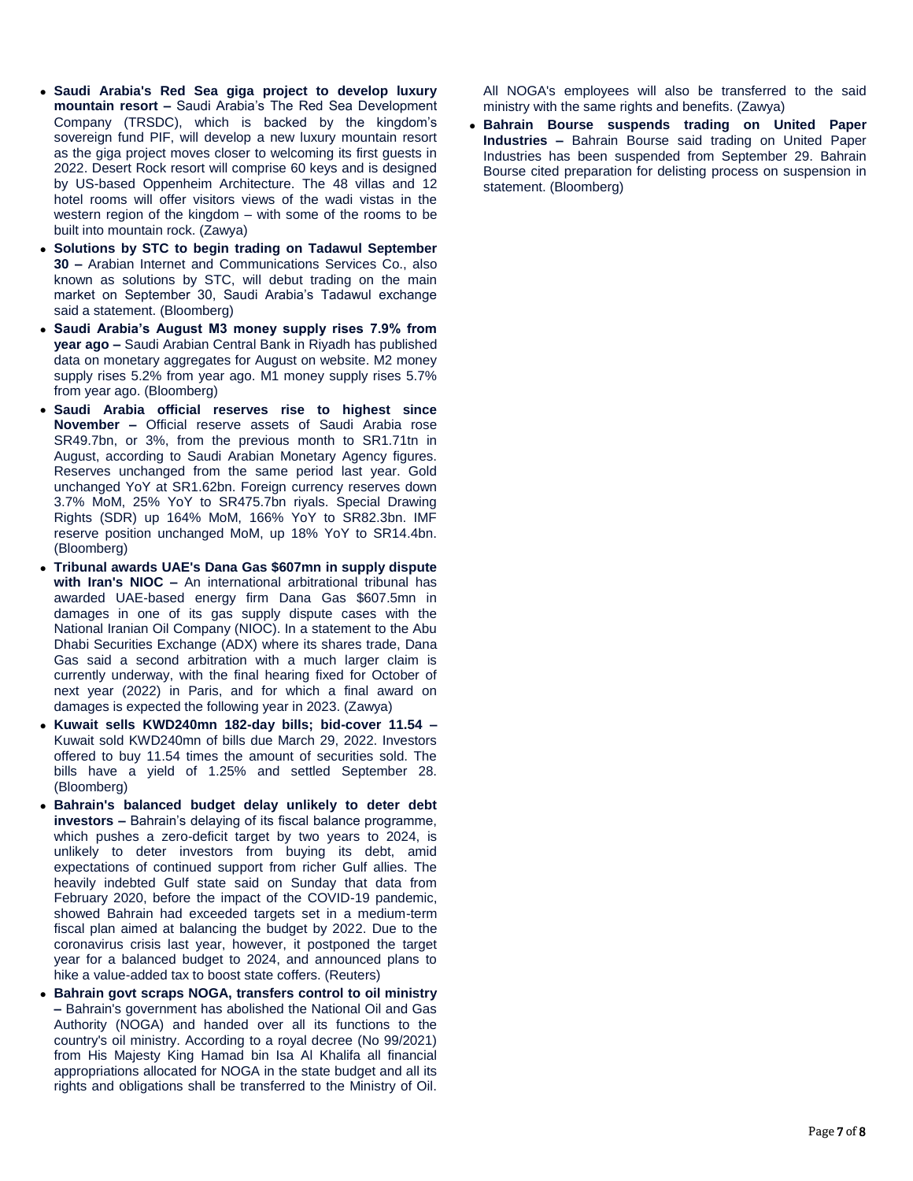- **Saudi Arabia's Red Sea giga project to develop luxury mountain resort –** Saudi Arabia's The Red Sea Development Company (TRSDC), which is backed by the kingdom's sovereign fund PIF, will develop a new luxury mountain resort as the giga project moves closer to welcoming its first guests in 2022. Desert Rock resort will comprise 60 keys and is designed by US-based Oppenheim Architecture. The 48 villas and 12 hotel rooms will offer visitors views of the wadi vistas in the western region of the kingdom – with some of the rooms to be built into mountain rock. (Zawya)
- **Solutions by STC to begin trading on Tadawul September 30 –** Arabian Internet and Communications Services Co., also known as solutions by STC, will debut trading on the main market on September 30, Saudi Arabia's Tadawul exchange said a statement. (Bloomberg)
- **Saudi Arabia's August M3 money supply rises 7.9% from year ago –** Saudi Arabian Central Bank in Riyadh has published data on monetary aggregates for August on website. M2 money supply rises 5.2% from year ago. M1 money supply rises 5.7% from year ago. (Bloomberg)
- **Saudi Arabia official reserves rise to highest since November –** Official reserve assets of Saudi Arabia rose SR49.7bn, or 3%, from the previous month to SR1.71tn in August, according to Saudi Arabian Monetary Agency figures. Reserves unchanged from the same period last year. Gold unchanged YoY at SR1.62bn. Foreign currency reserves down 3.7% MoM, 25% YoY to SR475.7bn riyals. Special Drawing Rights (SDR) up 164% MoM, 166% YoY to SR82.3bn. IMF reserve position unchanged MoM, up 18% YoY to SR14.4bn. (Bloomberg)
- **Tribunal awards UAE's Dana Gas $607mn in supply dispute with Iran's NIOC –** An international arbitrational tribunal has awarded UAE-based energy firm Dana Gas $607.5mn in damages in one of its gas supply dispute cases with the National Iranian Oil Company (NIOC). In a statement to the Abu Dhabi Securities Exchange (ADX) where its shares trade, Dana Gas said a second arbitration with a much larger claim is currently underway, with the final hearing fixed for October of next year (2022) in Paris, and for which a final award on damages is expected the following year in 2023. (Zawya)
- **Kuwait sells KWD240mn 182-day bills; bid-cover 11.54 –** Kuwait sold KWD240mn of bills due March 29, 2022. Investors offered to buy 11.54 times the amount of securities sold. The bills have a yield of 1.25% and settled September 28. (Bloomberg)
- **Bahrain's balanced budget delay unlikely to deter debt investors –** Bahrain's delaying of its fiscal balance programme, which pushes a zero-deficit target by two years to 2024, is unlikely to deter investors from buying its debt, amid expectations of continued support from richer Gulf allies. The heavily indebted Gulf state said on Sunday that data from February 2020, before the impact of the COVID-19 pandemic, showed Bahrain had exceeded targets set in a medium-term fiscal plan aimed at balancing the budget by 2022. Due to the coronavirus crisis last year, however, it postponed the target year for a balanced budget to 2024, and announced plans to hike a value-added tax to boost state coffers. (Reuters)
- **Bahrain govt scraps NOGA, transfers control to oil ministry –** Bahrain's government has abolished the National Oil and Gas Authority (NOGA) and handed over all its functions to the country's oil ministry. According to a royal decree (No 99/2021) from His Majesty King Hamad bin Isa Al Khalifa all financial appropriations allocated for NOGA in the state budget and all its rights and obligations shall be transferred to the Ministry of Oil. All NOGA's employees will also be transferred to the said ministry with the same rights and benefits. (Zawya)
- **Bahrain Bourse suspends trading on United Paper Industries –** Bahrain Bourse said trading on United Paper Industries has been suspended from September 29. Bahrain Bourse cited preparation for delisting process on suspension in statement. (Bloomberg)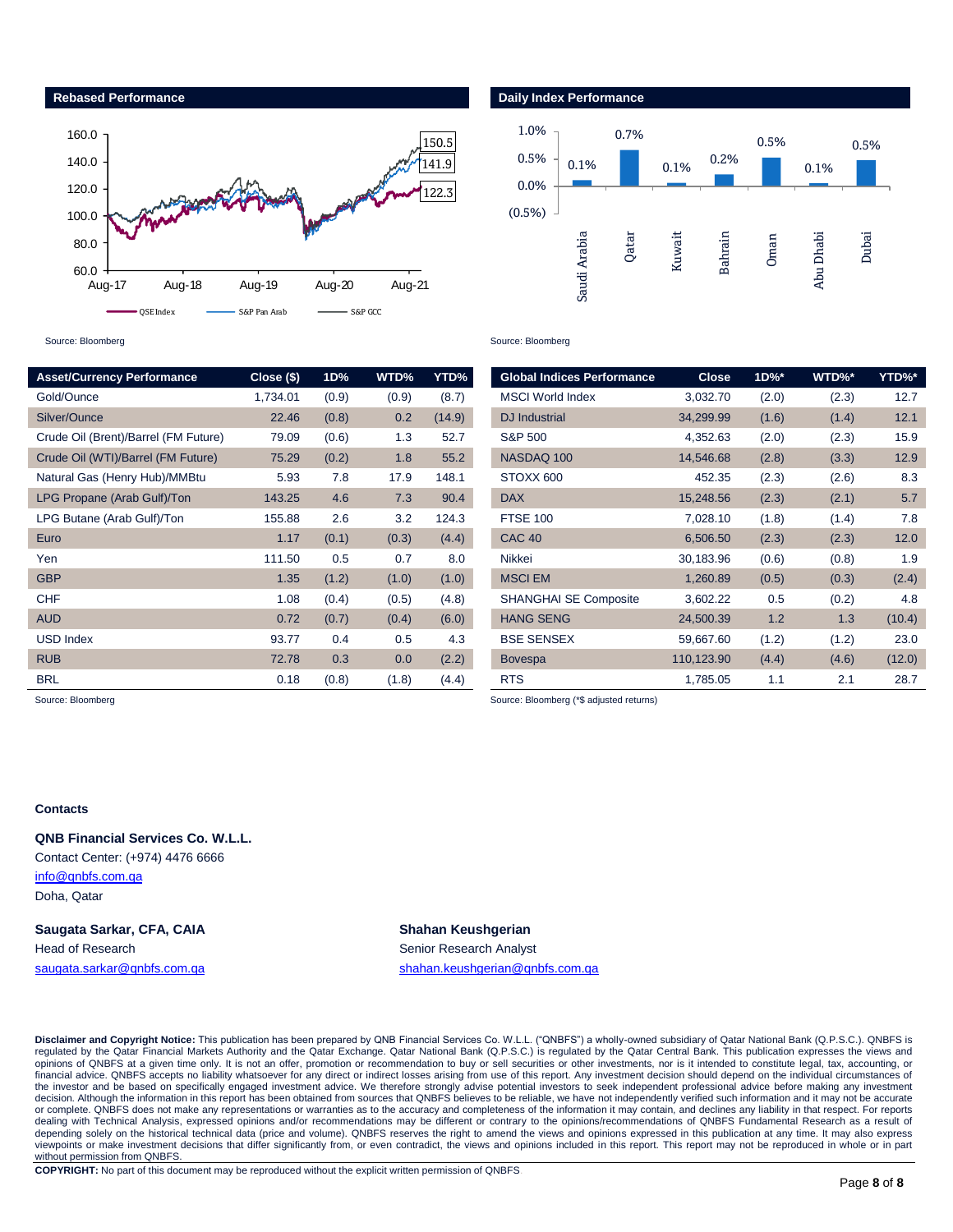**Rebased Performance**

160.0
140.0
120.0
100.0
80.0
60.0
Aug-17
Aug-18
Aug-19
Aug-20
Aug-21
150.5
141.9
122.3
QSE Index
S&P Pan Arab
S&P GCC

Source: Bloomberg

**Daily Index Performance**

1.0%
0.5%
0.0%
(0.5%)
0.1%
0.7%
0.1%
0.2%
0.5%
0.1%
0.5%
Saudi Arabia
Qatar
Kuwait
Bahrain
Oman
Abu Dhabi
Dubai

Source: Bloomberg

| Asset/Currency Performance | Close ($) | 1D% | WTD% | YTD% |
|---|---|---|---|---|
| Gold/Ounce | 1,734.01 | (0.9) | (0.9) | (8.7) |
| Silver/Ounce | 22.46 | (0.8) | 0.2 | (14.9) |
| Crude Oil (Brent)/Barrel (FM Future) | 79.09 | (0.6) | 1.3 | 52.7 |
| Crude Oil (WTI)/Barrel (FM Future) | 75.29 | (0.2) | 1.8 | 55.2 |
| Natural Gas (Henry Hub)/MMBtu | 5.93 | 7.8 | 17.9 | 148.1 |
| LPG Propane (Arab Gulf)/Ton | 143.25 | 4.6 | 7.3 | 90.4 |
| LPG Butane (Arab Gulf)/Ton | 155.88 | 2.6 | 3.2 | 124.3 |
| Euro | 1.17 | (0.1) | (0.3) | (4.4) |
| Yen | 111.50 | 0.5 | 0.7 | 8.0 |
| GBP | 1.35 | (1.2) | (1.0) | (1.0) |
| CHF | 1.08 | (0.4) | (0.5) | (4.8) |
| AUD | 0.72 | (0.7) | (0.4) | (6.0) |
| USD Index | 93.77 | 0.4 | 0.5 | 4.3 |
| RUB | 72.78 | 0.3 | 0.0 | (2.2) |
| BRL | 0.18 | (0.8) | (1.8) | (4.4) |

Source: Bloomberg

| Global Indices Performance | Close | 1D%* | WTD%* | YTD%* |
|---|---|---|---|---|
| MSCI World Index | 3,032.70 | (2.0) | (2.3) | 12.7 |
| DJ Industrial | 34,299.99 | (1.6) | (1.4) | 12.1 |
| S&P 500 | 4,352.63 | (2.0) | (2.3) | 15.9 |
| NASDAQ 100 | 14,546.68 | (2.8) | (3.3) | 12.9 |
| STOXX 600 | 452.35 | (2.3) | (2.6) | 8.3 |
| DAX | 15,248.56 | (2.3) | (2.1) | 5.7 |
| FTSE 100 | 7,028.10 | (1.8) | (1.4) | 7.8 |
| CAC 40 | 6,506.50 | (2.3) | (2.3) | 12.0 |
| Nikkei | 30,183.96 | (0.6) | (0.8) | 1.9 |
| MSCI EM | 1,260.89 | (0.5) | (0.3) | (2.4) |
| SHANGHAI SE Composite | 3,602.22 | 0.5 | (0.2) | 4.8 |
| HANG SENG | 24,500.39 | 1.2 | 1.3 | (10.4) |
| BSE SENSEX | 59,667.60 | (1.2) | (1.2) | 23.0 |
| Bovespa | 110,123.90 | (4.4) | (4.6) | (12.0) |
| RTS | 1,785.05 | 1.1 | 2.1 | 28.7 |

Source: Bloomberg (*$ adjusted returns)

**Contacts**

**QNB Financial Services Co. W.L.L.**
Contact Center: (+974) 4476 6666
info@qnbfs.com.qa
Doha, Qatar

**Saugata Sarkar, CFA, CAIA**
Head of Research
saugata.sarkar@qnbfs.com.qa

**Shahan Keushgerian**
Senior Research Analyst
shahan.keushgerian@qnbfs.com.qa

**Disclaimer and Copyright Notice:** This publication has been prepared by QNB Financial Services Co. W.L.L. ("QNBFS") a wholly-owned subsidiary of Qatar National Bank (Q.P.S.C.). QNBFS is regulated by the Qatar Financial Markets Authority and the Qatar Exchange. Qatar National Bank (Q.P.S.C.) is regulated by the Qatar Central Bank. This publication expresses the views and opinions of QNBFS at a given time only. It is not an offer, promotion or recommendation to buy or sell securities or other investments, nor is it intended to constitute legal, tax, accounting, or financial advice. QNBFS accepts no liability whatsoever for any direct or indirect losses arising from use of this report. Any investment decision should depend on the individual circumstances of the investor and be based on specifically engaged investment advice. We therefore strongly advise potential investors to seek independent professional advice before making any investment decision. Although the information in this report has been obtained from sources that QNBFS believes to be reliable, we have not independently verified such information and it may not be accurate or complete. QNBFS does not make any representations or warranties as to the accuracy and completeness of the information it may contain, and declines any liability in that respect. For reports dealing with Technical Analysis, expressed opinions and/or recommendations may be different or contrary to the opinions/recommendations of QNBFS Fundamental Research as a result of depending solely on the historical technical data (price and volume). QNBFS reserves the right to amend the views and opinions expressed in this publication at any time. It may also express viewpoints or make investment decisions that differ significantly from, or even contradict, the views and opinions included in this report. This report may not be reproduced in whole or in part without permission from QNBFS.

**COPYRIGHT:** No part of this document may be reproduced without the explicit written permission of QNBFS